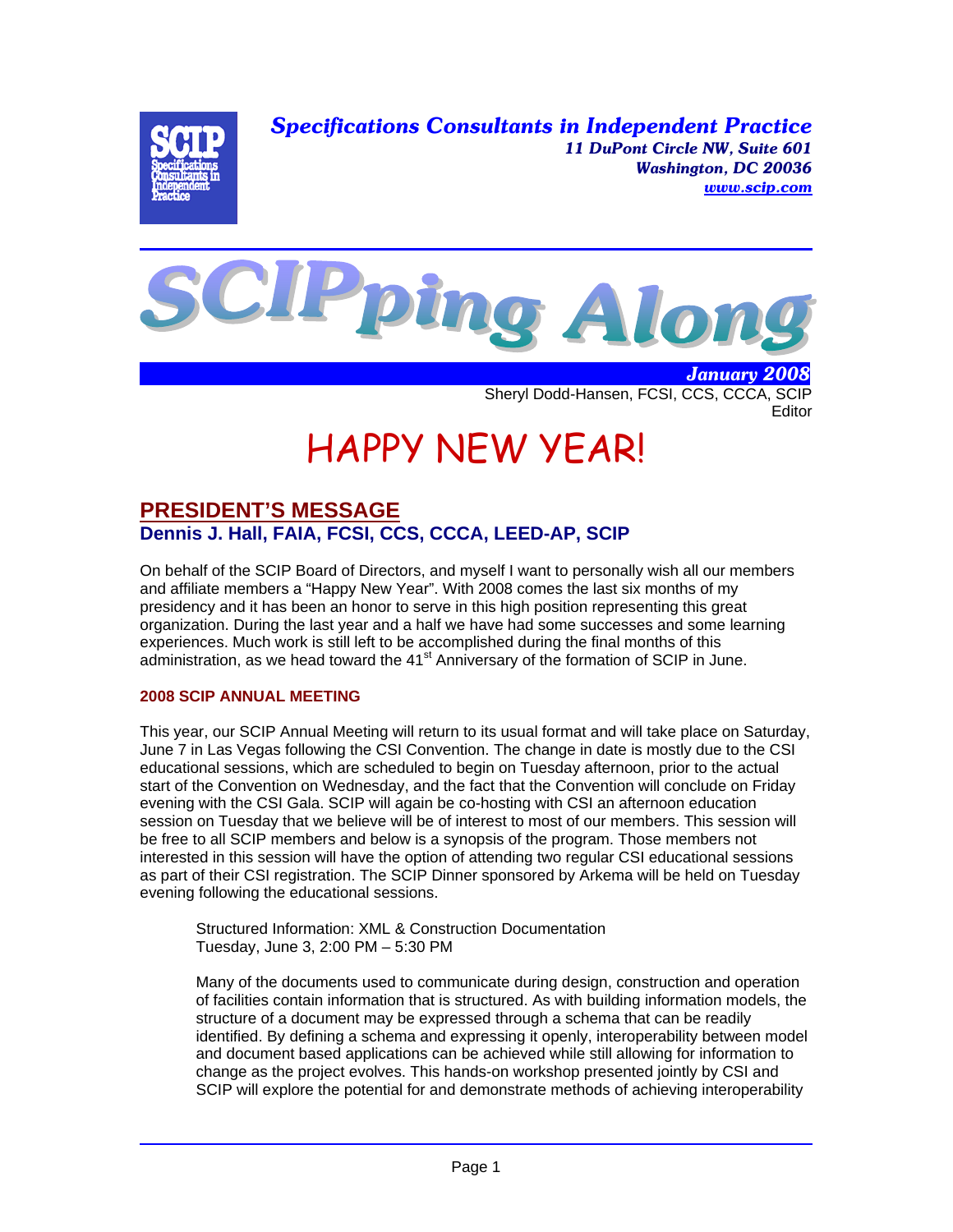**Specifications Consultants in Independent Practice**
*11 DuPont Circle NW, Suite 601*
*Washington, DC 20036*
*www.scip.com*

# SCIPping Along

***January 2008***

Sheryl Dodd-Hansen, FCSI, CCS, CCCA, SCIP
Editor

# HAPPY NEW YEAR!

## PRESIDENT'S MESSAGE

### Dennis J. Hall, FAIA, FCSI, CCS, CCCA, LEED-AP, SCIP

On behalf of the SCIP Board of Directors, and myself I want to personally wish all our members and affiliate members a "Happy New Year". With 2008 comes the last six months of my presidency and it has been an honor to serve in this high position representing this great organization. During the last year and a half we have had some successes and some learning experiences. Much work is still left to be accomplished during the final months of this administration, as we head toward the 41st Anniversary of the formation of SCIP in June.

#### 2008 SCIP ANNUAL MEETING

This year, our SCIP Annual Meeting will return to its usual format and will take place on Saturday, June 7 in Las Vegas following the CSI Convention. The change in date is mostly due to the CSI educational sessions, which are scheduled to begin on Tuesday afternoon, prior to the actual start of the Convention on Wednesday, and the fact that the Convention will conclude on Friday evening with the CSI Gala. SCIP will again be co-hosting with CSI an afternoon education session on Tuesday that we believe will be of interest to most of our members. This session will be free to all SCIP members and below is a synopsis of the program. Those members not interested in this session will have the option of attending two regular CSI educational sessions as part of their CSI registration. The SCIP Dinner sponsored by Arkema will be held on Tuesday evening following the educational sessions.

> Structured Information: XML & Construction Documentation
> Tuesday, June 3, 2:00 PM – 5:30 PM
>
> Many of the documents used to communicate during design, construction and operation of facilities contain information that is structured. As with building information models, the structure of a document may be expressed through a schema that can be readily identified. By defining a schema and expressing it openly, interoperability between model and document based applications can be achieved while still allowing for information to change as the project evolves. This hands-on workshop presented jointly by CSI and SCIP will explore the potential for and demonstrate methods of achieving interoperability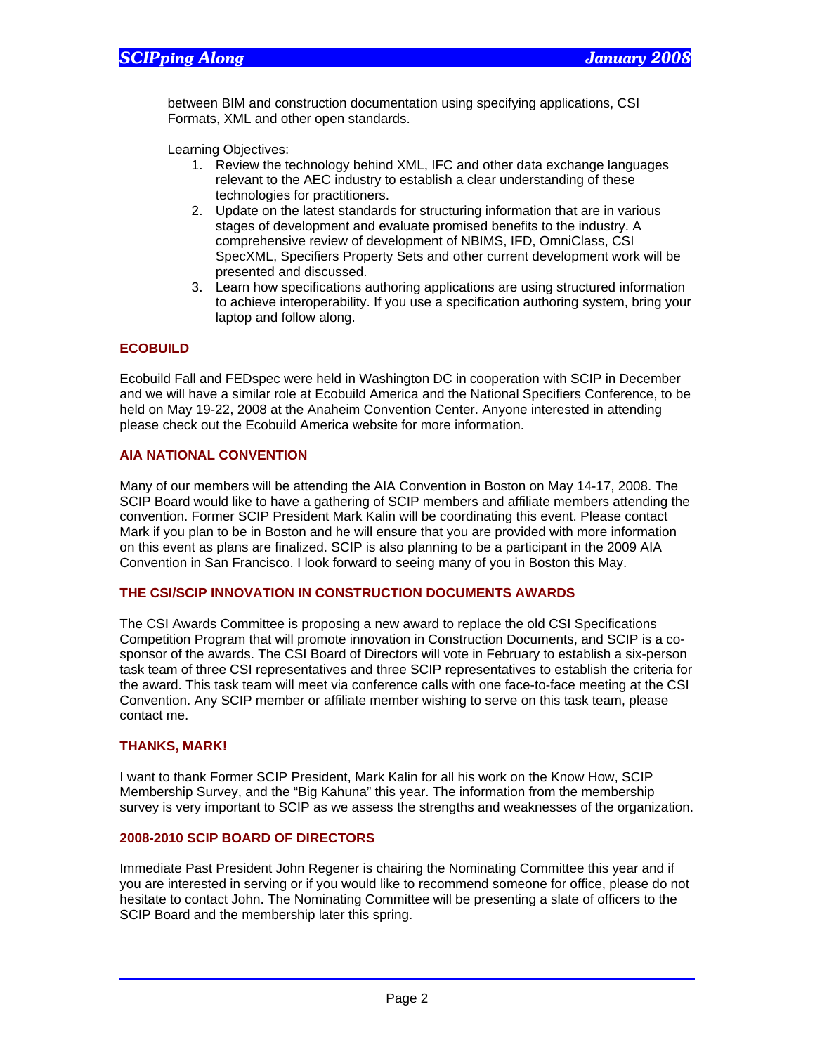between BIM and construction documentation using specifying applications, CSI Formats, XML and other open standards.

Learning Objectives:

1. Review the technology behind XML, IFC and other data exchange languages relevant to the AEC industry to establish a clear understanding of these technologies for practitioners.
2. Update on the latest standards for structuring information that are in various stages of development and evaluate promised benefits to the industry. A comprehensive review of development of NBIMS, IFD, OmniClass, CSI SpecXML, Specifiers Property Sets and other current development work will be presented and discussed.
3. Learn how specifications authoring applications are using structured information to achieve interoperability. If you use a specification authoring system, bring your laptop and follow along.

## ECOBUILD

Ecobuild Fall and FEDspec were held in Washington DC in cooperation with SCIP in December and we will have a similar role at Ecobuild America and the National Specifiers Conference, to be held on May 19-22, 2008 at the Anaheim Convention Center. Anyone interested in attending please check out the Ecobuild America website for more information.

## AIA NATIONAL CONVENTION

Many of our members will be attending the AIA Convention in Boston on May 14-17, 2008. The SCIP Board would like to have a gathering of SCIP members and affiliate members attending the convention. Former SCIP President Mark Kalin will be coordinating this event. Please contact Mark if you plan to be in Boston and he will ensure that you are provided with more information on this event as plans are finalized. SCIP is also planning to be a participant in the 2009 AIA Convention in San Francisco. I look forward to seeing many of you in Boston this May.

## THE CSI/SCIP INNOVATION IN CONSTRUCTION DOCUMENTS AWARDS

The CSI Awards Committee is proposing a new award to replace the old CSI Specifications Competition Program that will promote innovation in Construction Documents, and SCIP is a co-sponsor of the awards. The CSI Board of Directors will vote in February to establish a six-person task team of three CSI representatives and three SCIP representatives to establish the criteria for the award. This task team will meet via conference calls with one face-to-face meeting at the CSI Convention. Any SCIP member or affiliate member wishing to serve on this task team, please contact me.

## THANKS, MARK!

I want to thank Former SCIP President, Mark Kalin for all his work on the Know How, SCIP Membership Survey, and the "Big Kahuna" this year. The information from the membership survey is very important to SCIP as we assess the strengths and weaknesses of the organization.

## 2008-2010 SCIP BOARD OF DIRECTORS

Immediate Past President John Regener is chairing the Nominating Committee this year and if you are interested in serving or if you would like to recommend someone for office, please do not hesitate to contact John. The Nominating Committee will be presenting a slate of officers to the SCIP Board and the membership later this spring.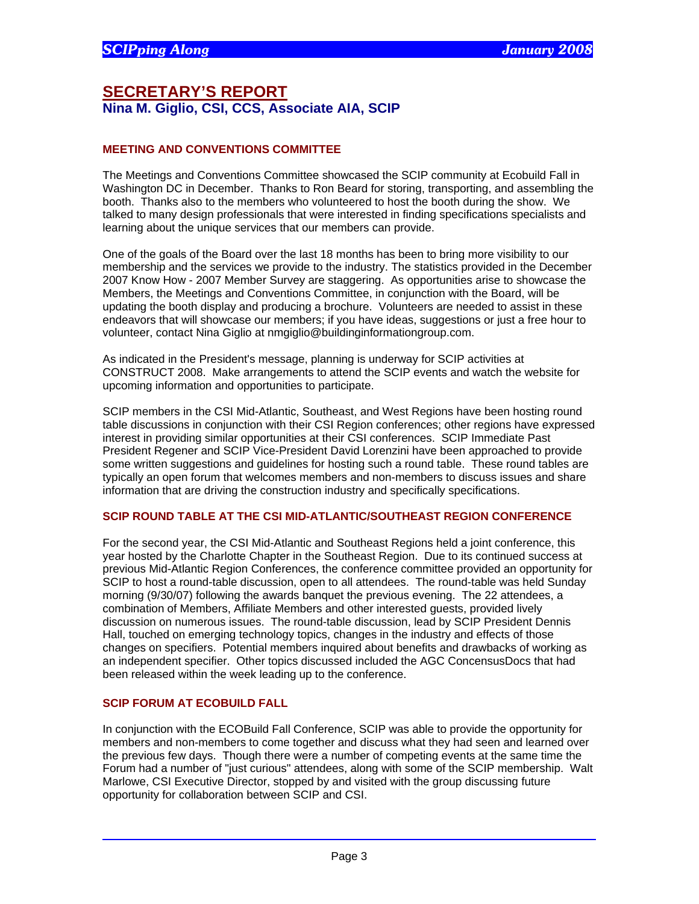## SECRETARY'S REPORT

**Nina M. Giglio, CSI, CCS, Associate AIA, SCIP**

### MEETING AND CONVENTIONS COMMITTEE

The Meetings and Conventions Committee showcased the SCIP community at Ecobuild Fall in Washington DC in December. Thanks to Ron Beard for storing, transporting, and assembling the booth. Thanks also to the members who volunteered to host the booth during the show. We talked to many design professionals that were interested in finding specifications specialists and learning about the unique services that our members can provide.

One of the goals of the Board over the last 18 months has been to bring more visibility to our membership and the services we provide to the industry. The statistics provided in the December 2007 Know How - 2007 Member Survey are staggering. As opportunities arise to showcase the Members, the Meetings and Conventions Committee, in conjunction with the Board, will be updating the booth display and producing a brochure. Volunteers are needed to assist in these endeavors that will showcase our members; if you have ideas, suggestions or just a free hour to volunteer, contact Nina Giglio at nmgiglio@buildinginformationgroup.com.

As indicated in the President's message, planning is underway for SCIP activities at CONSTRUCT 2008. Make arrangements to attend the SCIP events and watch the website for upcoming information and opportunities to participate.

SCIP members in the CSI Mid-Atlantic, Southeast, and West Regions have been hosting round table discussions in conjunction with their CSI Region conferences; other regions have expressed interest in providing similar opportunities at their CSI conferences. SCIP Immediate Past President Regener and SCIP Vice-President David Lorenzini have been approached to provide some written suggestions and guidelines for hosting such a round table. These round tables are typically an open forum that welcomes members and non-members to discuss issues and share information that are driving the construction industry and specifically specifications.

### SCIP ROUND TABLE AT THE CSI MID-ATLANTIC/SOUTHEAST REGION CONFERENCE

For the second year, the CSI Mid-Atlantic and Southeast Regions held a joint conference, this year hosted by the Charlotte Chapter in the Southeast Region. Due to its continued success at previous Mid-Atlantic Region Conferences, the conference committee provided an opportunity for SCIP to host a round-table discussion, open to all attendees. The round-table was held Sunday morning (9/30/07) following the awards banquet the previous evening. The 22 attendees, a combination of Members, Affiliate Members and other interested guests, provided lively discussion on numerous issues. The round-table discussion, lead by SCIP President Dennis Hall, touched on emerging technology topics, changes in the industry and effects of those changes on specifiers. Potential members inquired about benefits and drawbacks of working as an independent specifier. Other topics discussed included the AGC ConcensusDocs that had been released within the week leading up to the conference.

### SCIP FORUM AT ECOBUILD FALL

In conjunction with the ECOBuild Fall Conference, SCIP was able to provide the opportunity for members and non-members to come together and discuss what they had seen and learned over the previous few days. Though there were a number of competing events at the same time the Forum had a number of "just curious" attendees, along with some of the SCIP membership. Walt Marlowe, CSI Executive Director, stopped by and visited with the group discussing future opportunity for collaboration between SCIP and CSI.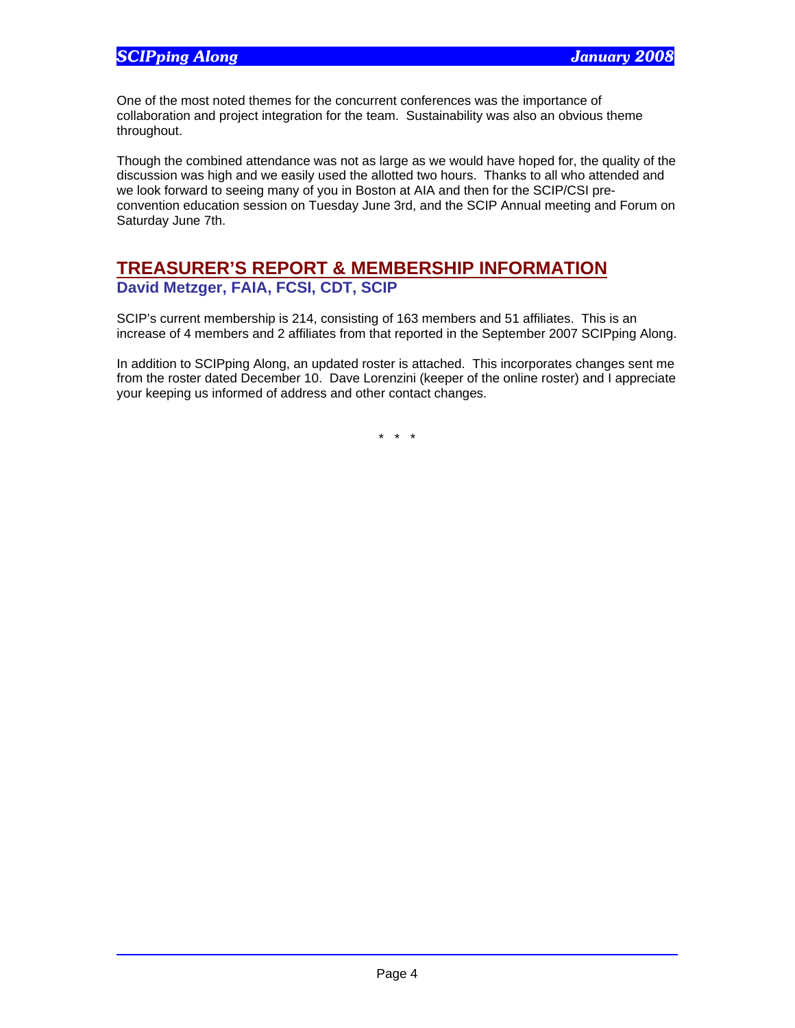One of the most noted themes for the concurrent conferences was the importance of collaboration and project integration for the team. Sustainability was also an obvious theme throughout.

Though the combined attendance was not as large as we would have hoped for, the quality of the discussion was high and we easily used the allotted two hours. Thanks to all who attended and we look forward to seeing many of you in Boston at AIA and then for the SCIP/CSI pre-convention education session on Tuesday June 3rd, and the SCIP Annual meeting and Forum on Saturday June 7th.

## TREASURER'S REPORT & MEMBERSHIP INFORMATION

**David Metzger, FAIA, FCSI, CDT, SCIP**

SCIP's current membership is 214, consisting of 163 members and 51 affiliates. This is an increase of 4 members and 2 affiliates from that reported in the September 2007 SCIPping Along.

In addition to SCIPping Along, an updated roster is attached. This incorporates changes sent me from the roster dated December 10. Dave Lorenzini (keeper of the online roster) and I appreciate your keeping us informed of address and other contact changes.

\* \* \*